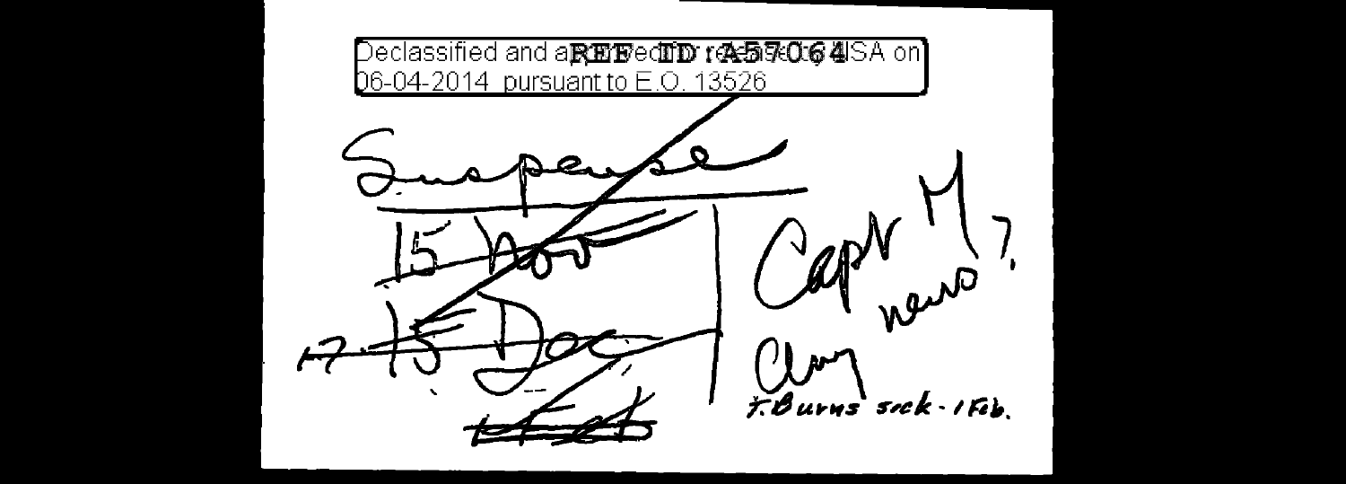Declassified and approved for release by NSA on 06-04-2014 pursuant to E.O. 13526

REF ID: A57064

Suspense

~~15 Nov~~

~~17 15 Dec~~

~~1 Feb~~

Capt M, news?

Clay

F. Burns sick - 1 Feb.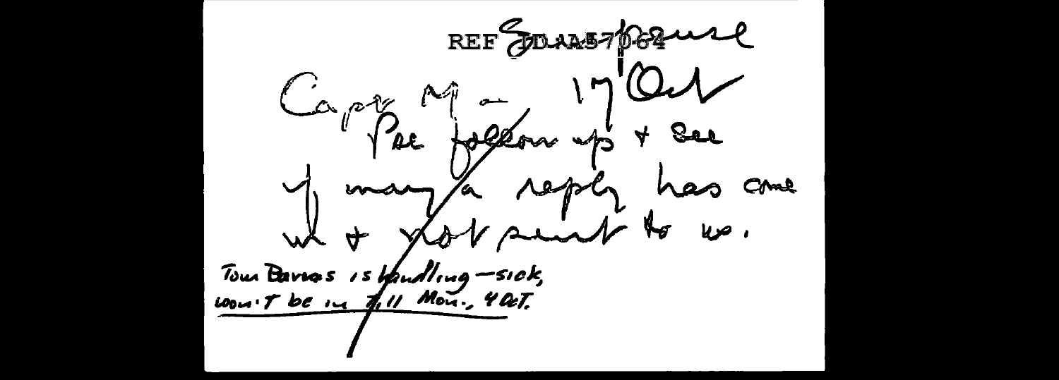REF ID:A57064 ~~Spouse~~

Capt M – 17 Oct

Pse follow up & see if maybe a reply has come in & not sent to us.

Tom Barnes is handling – sick, won't be in till Mon., 4 Oct.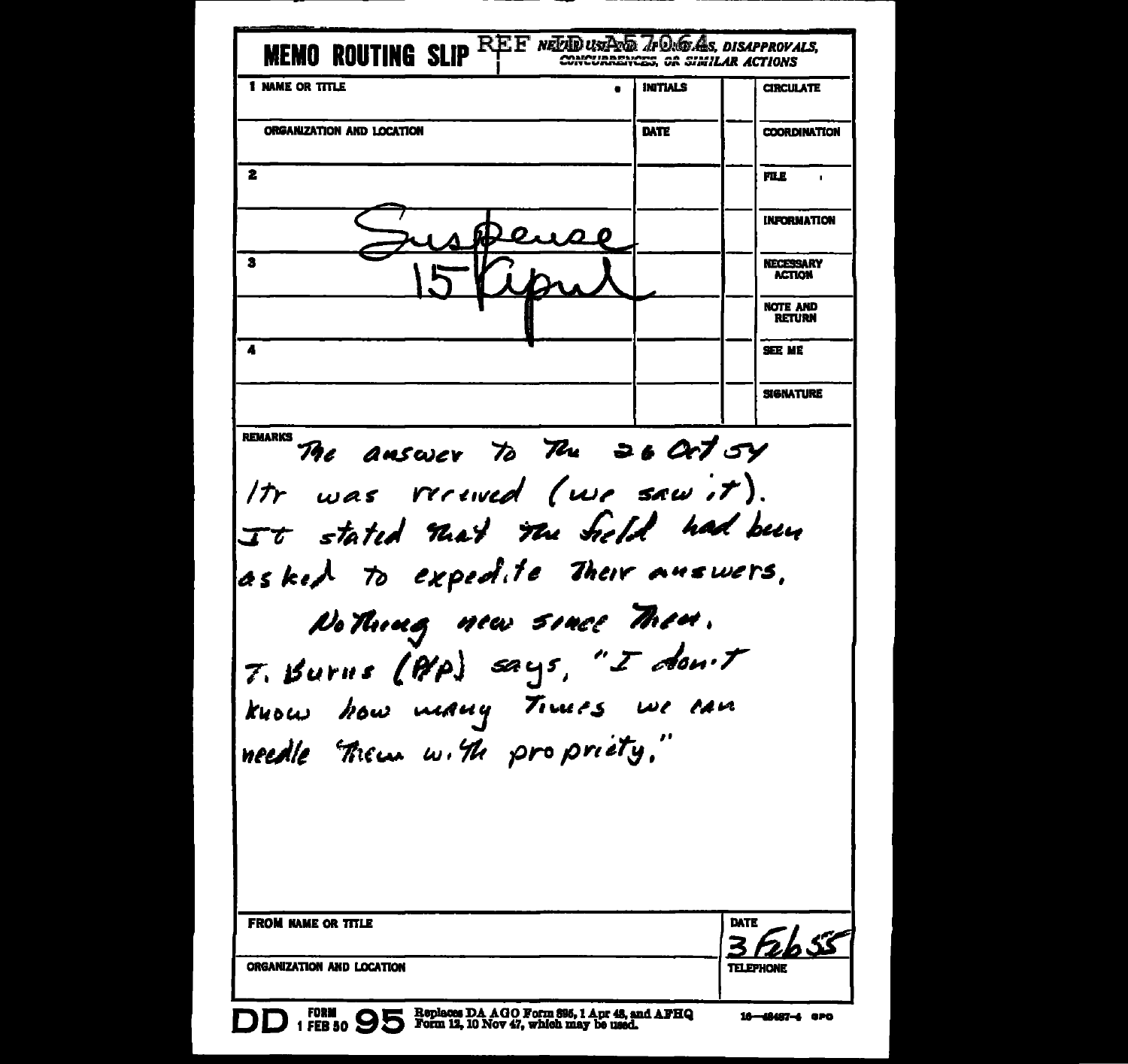# MEMO ROUTING SLIP

REF ID:A57064

NEVER USE FOR APPROVALS, DISAPPROVALS, CONCURRENCES, OR SIMILAR ACTIONS

| | NAME OR TITLE | INITIALS | | CIRCULATE |
|---|---|---|---|---|
| 1 | | | | |
| | ORGANIZATION AND LOCATION | DATE | | COORDINATION |
| 2 | | | | FILE |
| | Suspense | | | INFORMATION |
| 3 | 15 April | | | NECESSARY ACTION |
| | | | | NOTE AND RETURN |
| 4 | | | | SEE ME |
| | | | | SIGNATURE |

REMARKS

The answer to the 26 Oct 54 ltr was received (we saw it). It stated that the field had been asked to expedite their answers.

Nothing new since then.

T. Burns (P/P) says, "I don't know how many times we can needle them with propriety."

| FROM NAME OR TITLE | DATE |
|---|---|
| | 3 Feb 55 |
| ORGANIZATION AND LOCATION | TELEPHONE |
| | |

DD FORM 1 FEB 50 95 Replaces DA AGO Form 895, 1 Apr 48, and AFHQ Form 12, 10 Nov 47, which may be used.

16—48487-4 GPO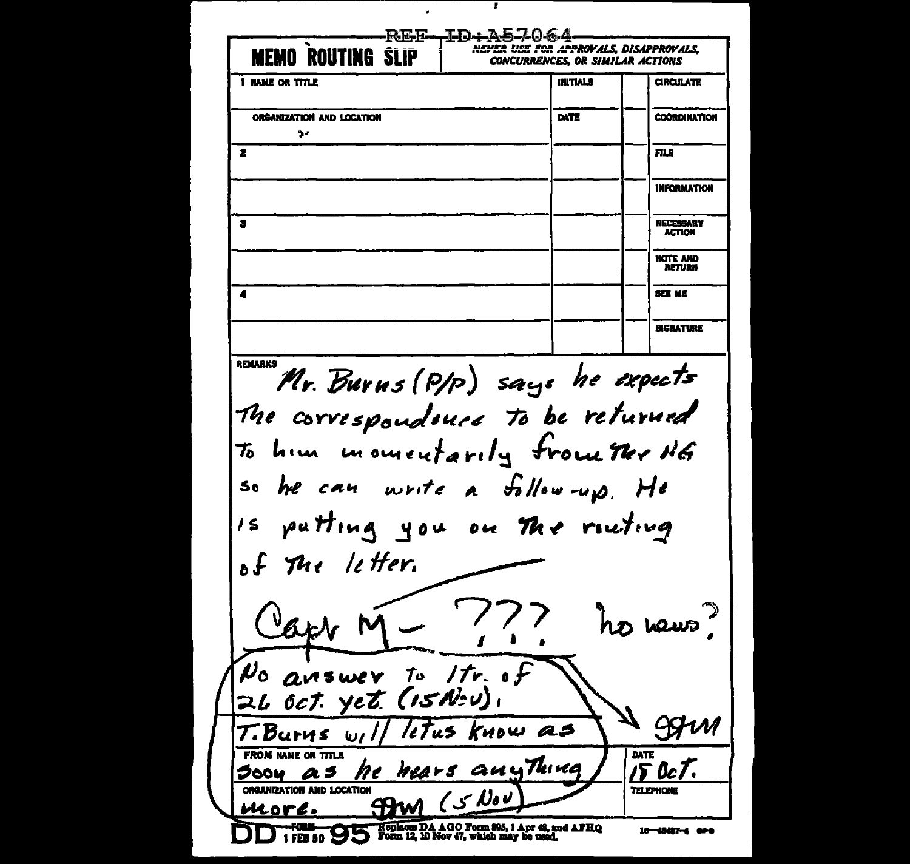REF ID:A57064

**MEMO ROUTING SLIP** | *NEVER USE FOR APPROVALS, DISAPPROVALS, CONCURRENCES, OR SIMILAR ACTIONS*

| 1 NAME OR TITLE | INITIALS | | CIRCULATE |
|---|---|---|---|
| ORGANIZATION AND LOCATION | DATE | | COORDINATION |
| 2 | | | FILE |
| | | | INFORMATION |
| 3 | | | NECESSARY ACTION |
| | | | NOTE AND RETURN |
| 4 | | | SEE ME |
| | | | SIGNATURE |

REMARKS

Mr. Burns (P/P) says he expects the correspondence to be returned to him momentarily from the NG so he can write a follow-up. He is putting you on the routing of the letter.

Capt M — ??? no news?

No answer to ltr. of 26 Oct. yet. (15 Nov). T. Burns will let us know as soon as he hears anything more. GGM (5 Nov)

GGM

FROM NAME OR TITLE | DATE: 18 Oct.

ORGANIZATION AND LOCATION | TELEPHONE

DD FORM 1 FEB 50 95 Replaces DA AGO Form 895, 1 Apr 48, and AFHQ Form 12, 10 Nov 47, which may be used.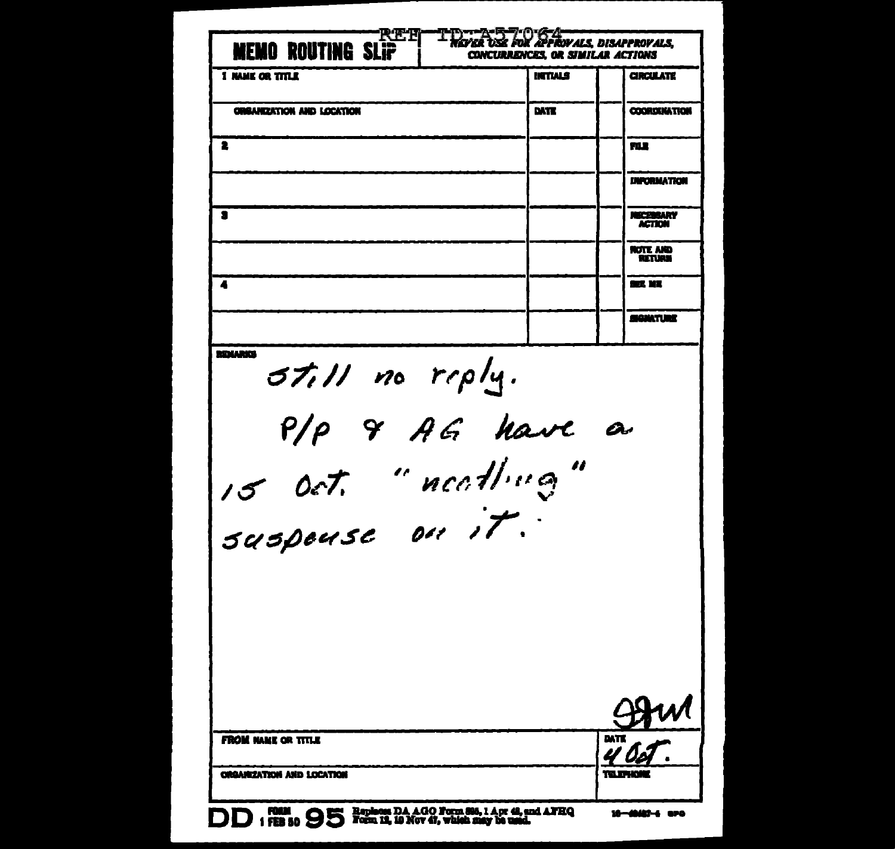REF ID:A57064

# MEMO ROUTING SLIP

NEVER USE FOR APPROVALS, DISAPPROVALS, CONCURRENCES, OR SIMILAR ACTIONS

| | INITIALS | | |
|---|---|---|---|
| 1 NAME OR TITLE | INITIALS | | CIRCULATE |
| ORGANIZATION AND LOCATION | DATE | | COORDINATION |
| 2 | | | FILE |
| | | | INFORMATION |
| 3 | | | NECESSARY ACTION |
| | | | NOTE AND RETURN |
| 4 | | | SEE ME |
| | | | SIGNATURE |

REMARKS

Still no reply.
P/P & AG have a 15 Oct. "needling" suspense on it.

JJM

| FROM NAME OR TITLE | DATE 4 Oct. |
|---|---|
| ORGANIZATION AND LOCATION | TELEPHONE |

DD FORM 1 FEB 50 95 Replaces DA AGO Form 895, 1 Apr 48, and AFHQ Form 12, 10 Nov 47, which may be used.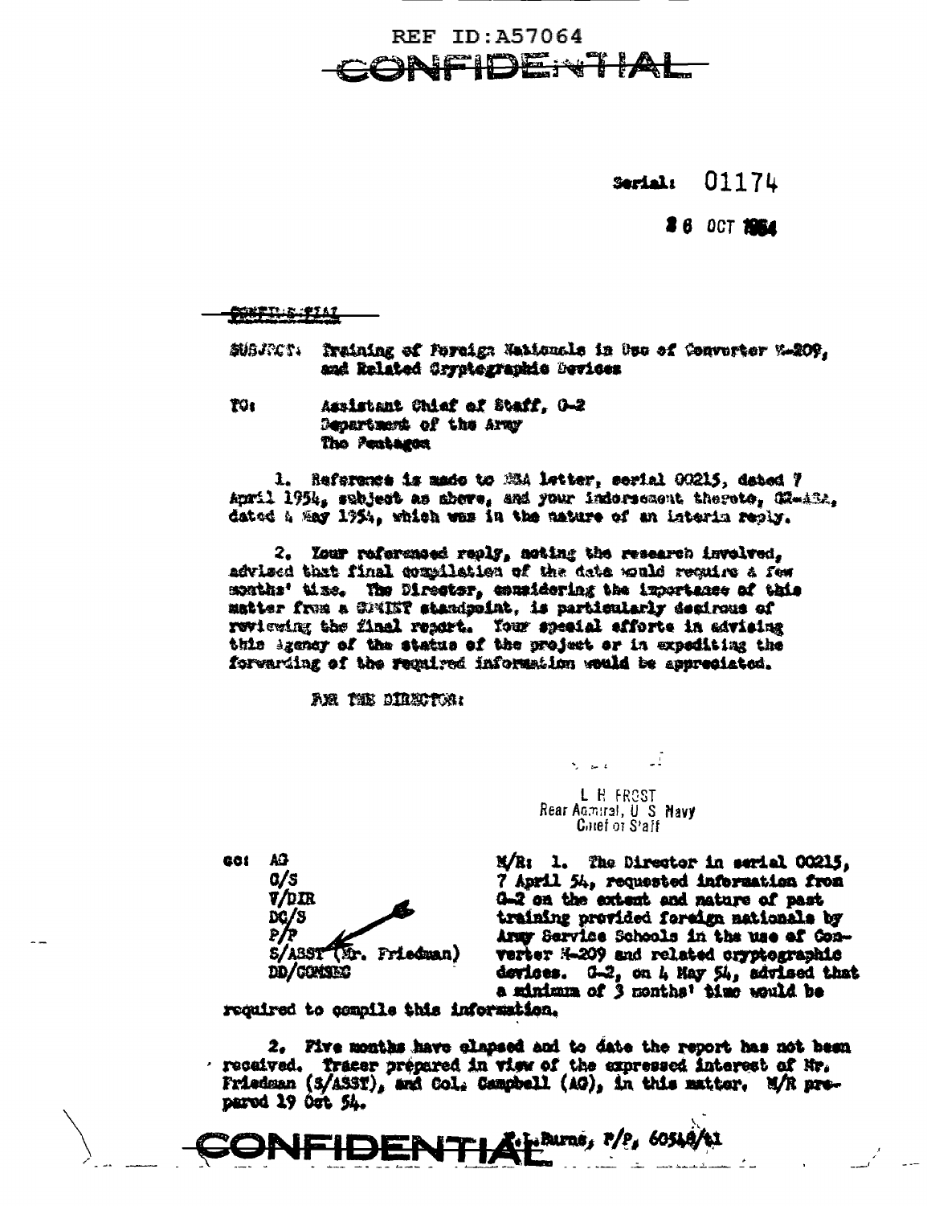REF ID:A57064

CONFIDENTIAL

Serial: 01174

26 OCT 1954

CONFIDENTIAL

SUBJECT: Training of Foreign Nationals in Use of Converter M-209, and Related Cryptographic Devices

TO: Assistant Chief of Staff, G-2
Department of the Army
The Pentagon

1. Reference is made to NSA letter, serial 00215, dated 7 April 1954, subject as above, and your indorsement thereto, G2-ASA, dated 4 May 1954, which was in the nature of an interim reply.

2. Your referenced reply, noting the research involved, advised that final compilation of the data would require a few months' time. The Director, considering the importance of this matter from a COMINT standpoint, is particularly desirous of reviewing the final report. Your special efforts in advising this Agency of the status of the project or in expediting the forwarding of the required information would be appreciated.

FOR THE DIRECTOR:

L H FROST
Rear Admiral, U S Navy
Chief of Staff

cc: AG
C/S
V/DIR
DC/S
P/P
S/ASST (Mr. Friedman)
DD/COMSEC

M/R: 1. The Director in serial 00215, 7 April 54, requested information from G-2 on the extent and nature of past training provided foreign nationals by Army Service Schools in the use of Converter M-209 and related cryptographic devices. G-2, on 4 May 54, advised that a minimum of 3 months' time would be required to compile this information.

2. Five months have elapsed and to date the report has not been received. Tracer prepared in view of the expressed interest of Mr. Friedman (S/ASST), and Col. Campbell (AG), in this matter. M/R prepared 19 Oct 54.

CONFIDENTIAL

E.L. Burns, P/P, 60548/41